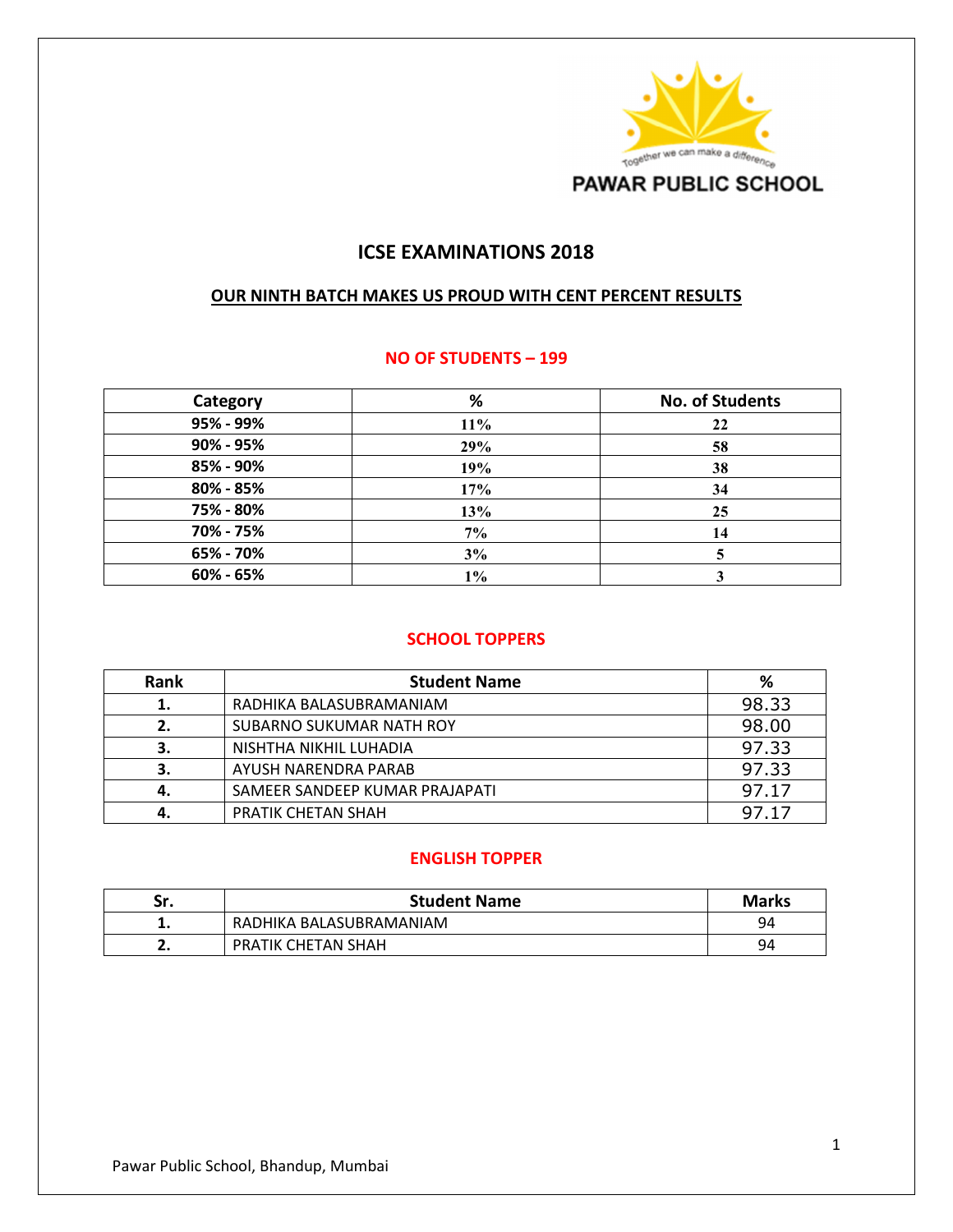PAWAR PUBLIC SCHOOL

# ICSE EXAMINATIONS 2018

## OUR NINTH BATCH MAKES US PROUD WITH CENT PERCENT RESULTS

### NO OF STUDENTS – 199

| Category | % | No. of Students |
|---|---|---|
| 95% - 99% | 11% | 22 |
| 90% - 95% | 29% | 58 |
| 85% - 90% | 19% | 38 |
| 80% - 85% | 17% | 34 |
| 75% - 80% | 13% | 25 |
| 70% - 75% | 7% | 14 |
| 65% - 70% | 3% | 5 |
| 60% - 65% | 1% | 3 |

### SCHOOL TOPPERS

| Rank | Student Name | % |
|---|---|---|
| 1. | RADHIKA BALASUBRAMANIAM | 98.33 |
| 2. | SUBARNO SUKUMAR NATH ROY | 98.00 |
| 3. | NISHTHA NIKHIL LUHADIA | 97.33 |
| 3. | AYUSH NARENDRA PARAB | 97.33 |
| 4. | SAMEER SANDEEP KUMAR PRAJAPATI | 97.17 |
| 4. | PRATIK CHETAN SHAH | 97.17 |

### ENGLISH TOPPER

| Sr. | Student Name | Marks |
|---|---|---|
| 1. | RADHIKA BALASUBRAMANIAM | 94 |
| 2. | PRATIK CHETAN SHAH | 94 |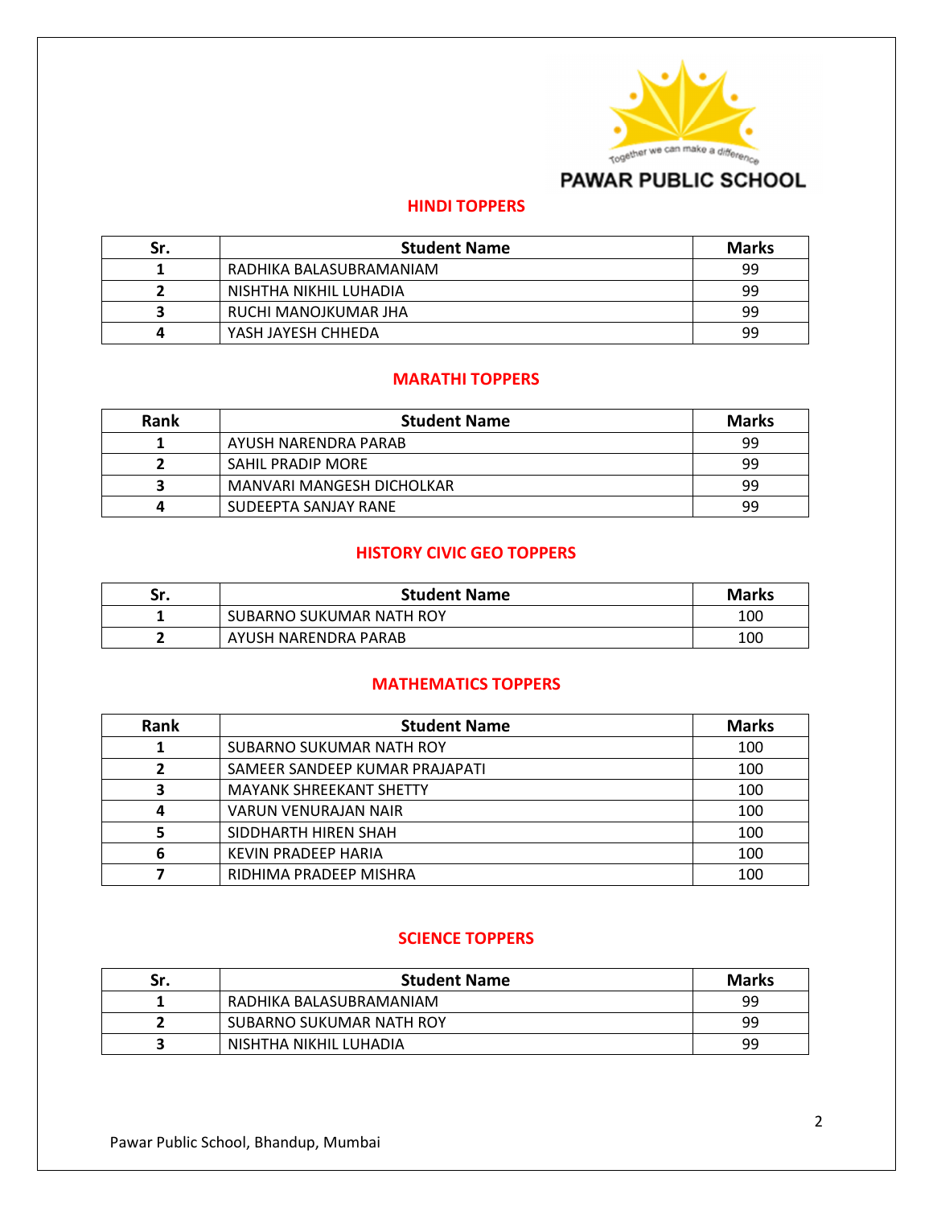## HINDI TOPPERS

| Sr. | Student Name | Marks |
|---|---|---|
| 1 | RADHIKA BALASUBRAMANIAM | 99 |
| 2 | NISHTHA NIKHIL LUHADIA | 99 |
| 3 | RUCHI MANOJKUMAR JHA | 99 |
| 4 | YASH JAYESH CHHEDA | 99 |

## MARATHI TOPPERS

| Rank | Student Name | Marks |
|---|---|---|
| 1 | AYUSH NARENDRA PARAB | 99 |
| 2 | SAHIL PRADIP MORE | 99 |
| 3 | MANVARI MANGESH DICHOLKAR | 99 |
| 4 | SUDEEPTA SANJAY RANE | 99 |

## HISTORY CIVIC GEO TOPPERS

| Sr. | Student Name | Marks |
|---|---|---|
| 1 | SUBARNO SUKUMAR NATH ROY | 100 |
| 2 | AYUSH NARENDRA PARAB | 100 |

## MATHEMATICS TOPPERS

| Rank | Student Name | Marks |
|---|---|---|
| 1 | SUBARNO SUKUMAR NATH ROY | 100 |
| 2 | SAMEER SANDEEP KUMAR PRAJAPATI | 100 |
| 3 | MAYANK SHREEKANT SHETTY | 100 |
| 4 | VARUN VENURAJAN NAIR | 100 |
| 5 | SIDDHARTH HIREN SHAH | 100 |
| 6 | KEVIN PRADEEP HARIA | 100 |
| 7 | RIDHIMA PRADEEP MISHRA | 100 |

## SCIENCE TOPPERS

| Sr. | Student Name | Marks |
|---|---|---|
| 1 | RADHIKA BALASUBRAMANIAM | 99 |
| 2 | SUBARNO SUKUMAR NATH ROY | 99 |
| 3 | NISHTHA NIKHIL LUHADIA | 99 |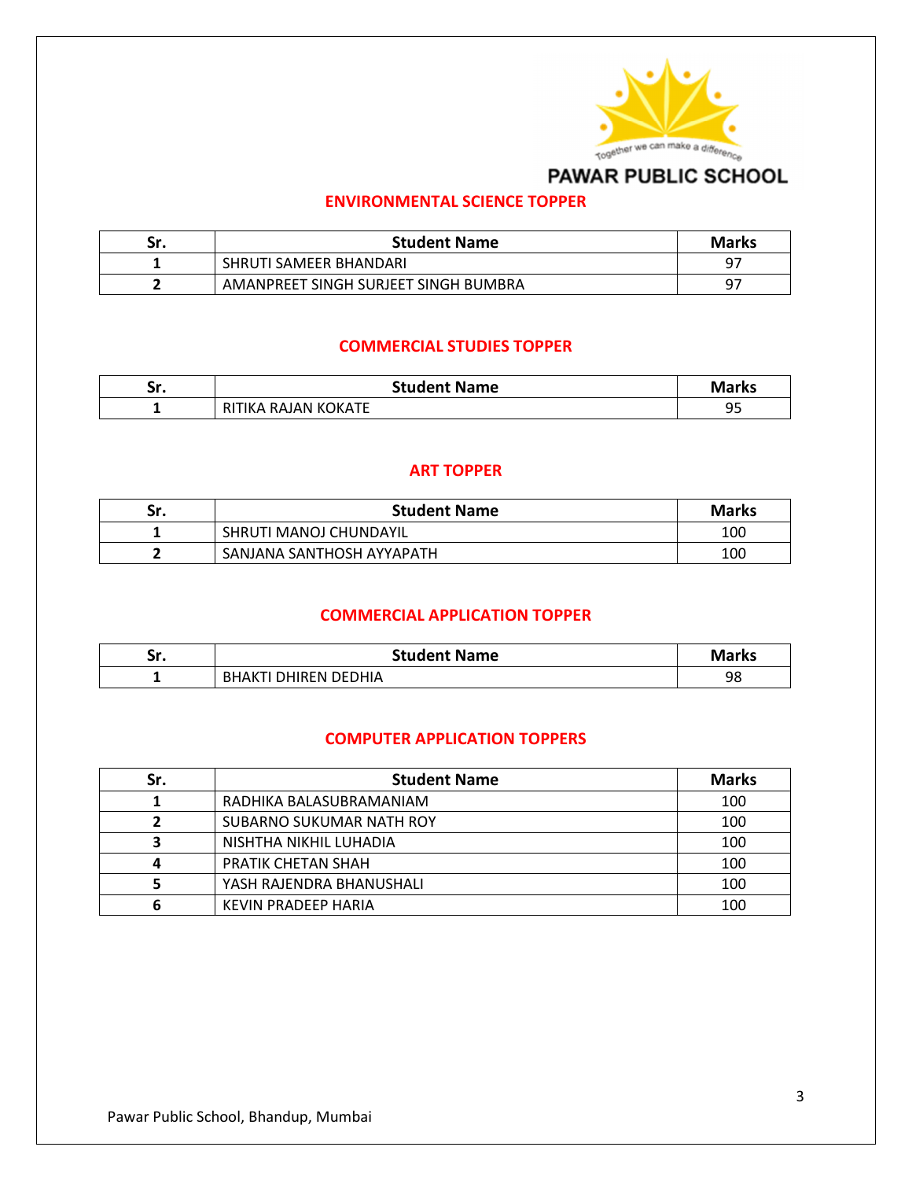PAWAR PUBLIC SCHOOL

## ENVIRONMENTAL SCIENCE TOPPER

| Sr. | Student Name | Marks |
|---|---|---|
| 1 | SHRUTI SAMEER BHANDARI | 97 |
| 2 | AMANPREET SINGH SURJEET SINGH BUMBRA | 97 |

## COMMERCIAL STUDIES TOPPER

| Sr. | Student Name | Marks |
|---|---|---|
| 1 | RITIKA RAJAN KOKATE | 95 |

## ART TOPPER

| Sr. | Student Name | Marks |
|---|---|---|
| 1 | SHRUTI MANOJ CHUNDAYIL | 100 |
| 2 | SANJANA SANTHOSH AYYAPATH | 100 |

## COMMERCIAL APPLICATION TOPPER

| Sr. | Student Name | Marks |
|---|---|---|
| 1 | BHAKTI DHIREN DEDHIA | 98 |

## COMPUTER APPLICATION TOPPERS

| Sr. | Student Name | Marks |
|---|---|---|
| 1 | RADHIKA BALASUBRAMANIAM | 100 |
| 2 | SUBARNO SUKUMAR NATH ROY | 100 |
| 3 | NISHTHA NIKHIL LUHADIA | 100 |
| 4 | PRATIK CHETAN SHAH | 100 |
| 5 | YASH RAJENDRA BHANUSHALI | 100 |
| 6 | KEVIN PRADEEP HARIA | 100 |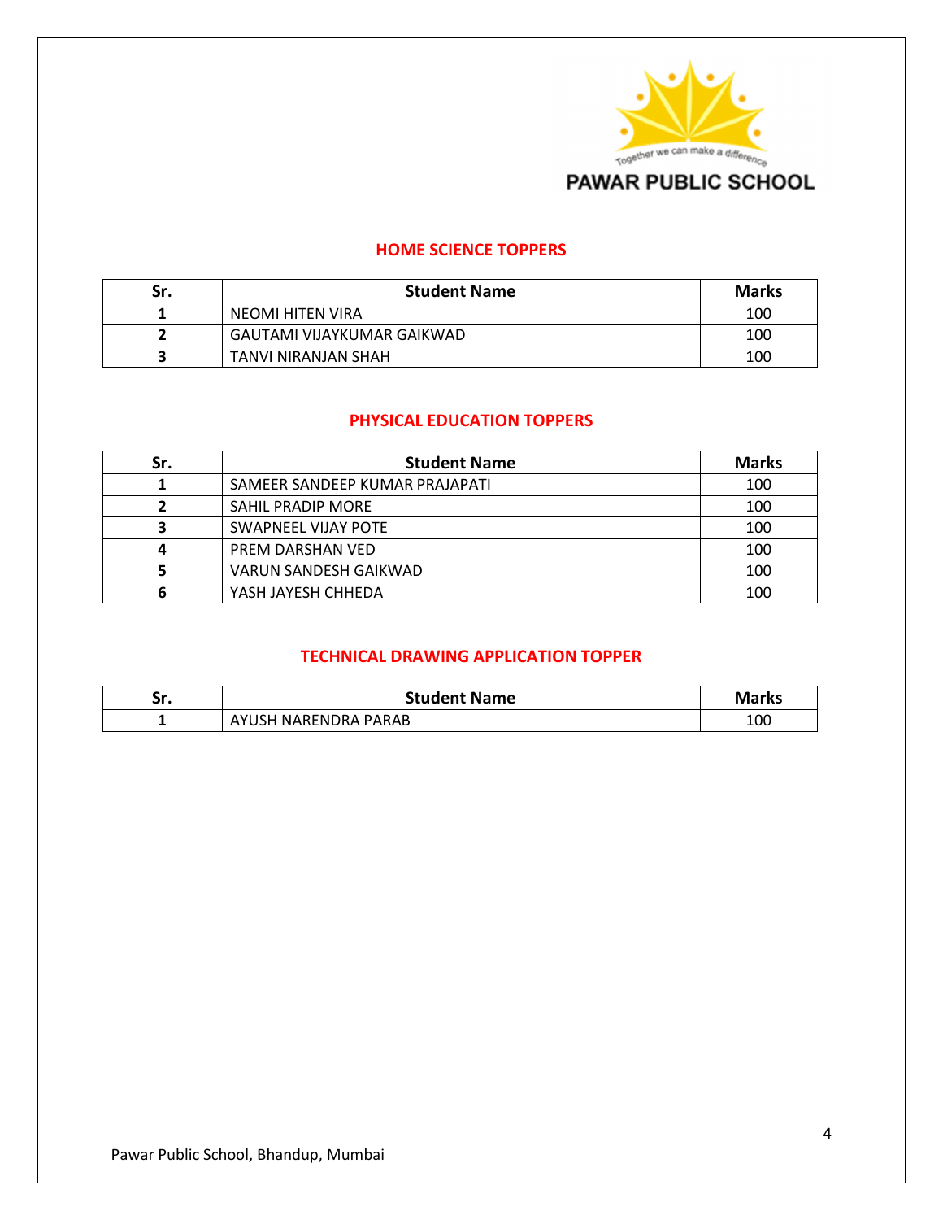Together we can make a difference

PAWAR PUBLIC SCHOOL

## HOME SCIENCE TOPPERS

| Sr. | Student Name | Marks |
|---|---|---|
| 1 | NEOMI HITEN VIRA | 100 |
| 2 | GAUTAMI VIJAYKUMAR GAIKWAD | 100 |
| 3 | TANVI NIRANJAN SHAH | 100 |

## PHYSICAL EDUCATION TOPPERS

| Sr. | Student Name | Marks |
|---|---|---|
| 1 | SAMEER SANDEEP KUMAR PRAJAPATI | 100 |
| 2 | SAHIL PRADIP MORE | 100 |
| 3 | SWAPNEEL VIJAY POTE | 100 |
| 4 | PREM DARSHAN VED | 100 |
| 5 | VARUN SANDESH GAIKWAD | 100 |
| 6 | YASH JAYESH CHHEDA | 100 |

## TECHNICAL DRAWING APPLICATION TOPPER

| Sr. | Student Name | Marks |
|---|---|---|
| 1 | AYUSH NARENDRA PARAB | 100 |